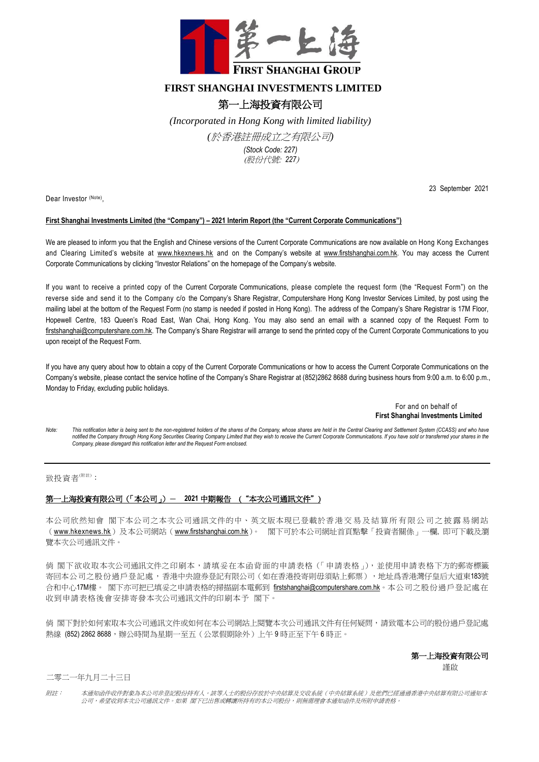第一上海
FIRST SHANGHAI GROUP

# FIRST SHANGHAI INVESTMENTS LIMITED

# 第一上海投資有限公司

*(Incorporated in Hong Kong with limited liability)*

*(於香港註冊成立之有限公司)*

*(Stock Code: 227)*

*(股份代號: 227)*

23 September 2021

Dear Investor [(Note)],

**First Shanghai Investments Limited (the "Company") – 2021 Interim Report (the "Current Corporate Communications")**

We are pleased to inform you that the English and Chinese versions of the Current Corporate Communications are now available on Hong Kong Exchanges and Clearing Limited's website at www.hkexnews.hk and on the Company's website at www.firstshanghai.com.hk. You may access the Current Corporate Communications by clicking "Investor Relations" on the homepage of the Company's website.

If you want to receive a printed copy of the Current Corporate Communications, please complete the request form (the "Request Form") on the reverse side and send it to the Company c/o the Company's Share Registrar, Computershare Hong Kong Investor Services Limited, by post using the mailing label at the bottom of the Request Form (no stamp is needed if posted in Hong Kong). The address of the Company's Share Registrar is 17M Floor, Hopewell Centre, 183 Queen's Road East, Wan Chai, Hong Kong. You may also send an email with a scanned copy of the Request Form to firstshanghai@computershare.com.hk. The Company's Share Registrar will arrange to send the printed copy of the Current Corporate Communications to you upon receipt of the Request Form.

If you have any query about how to obtain a copy of the Current Corporate Communications or how to access the Current Corporate Communications on the Company's website, please contact the service hotline of the Company's Share Registrar at (852)2862 8688 during business hours from 9:00 a.m. to 6:00 p.m., Monday to Friday, excluding public holidays.

For and on behalf of
**First Shanghai Investments Limited**

*Note: This notification letter is being sent to the non-registered holders of the shares of the Company, whose shares are held in the Central Clearing and Settlement System (CCASS) and who have notified the Company through Hong Kong Securities Clearing Company Limited that they wish to receive the Current Corporate Communications. If you have sold or transferred your shares in the Company, please disregard this notification letter and the Request Form enclosed.*

---

致投資者[(附註)]：

**第一上海投資有限公司（「本公司」）－ 2021 中期報告 （"本次公司通訊文件"）**

本公司欣然知會 閣下本公司之本次公司通訊文件的中、英文版本現已登載於香港交易及結算所有限公司之披露易網站（www.hkexnews.hk）及本公司網站（www.firstshanghai.com.hk）。 閣下可於本公司網址首頁點擊「投資者關係」一欄, 即可下載及瀏覽本次公司通訊文件。

倘 閣下欲收取本次公司通訊文件之印刷本，請填妥在本函背面的申請表格（「申請表格」），並使用申請表格下方的郵寄標籤寄回本公司之股份過戶登記處，香港中央證券登記有限公司（如在香港投寄則毋須貼上郵票），地址爲香港灣仔皇后大道東183號合和中心17M樓。 閣下亦可把已填妥之申請表格的掃描副本電郵到 firstshanghai@computershare.com.hk。本公司之股份過戶登記處在收到申請表格後會安排寄發本次公司通訊文件的印刷本予 閣下。

倘 閣下對於如何索取本次公司通訊文件或如何在本公司網站上閱覽本次公司通訊文件有任何疑問，請致電本公司的股份過戶登記處熱線 (852) 2862 8688，辦公時間為星期一至五（公眾假期除外）上午 9 時正至下午 6 時正。

**第一上海投資有限公司**
謹啟

二零二一年九月二十三日

*附註： 本通知函件收件對象為本公司非登記股份持有人。該等人士的股份存放於中央結算及交收系統（中央結算系統）及他們已經通過香港中央結算有限公司通知本公司，希望收到本次公司通訊文件。如果 閣下已出售或轉讓所持有的本公司股份，則無需理會本通知函件及所附申請表格。*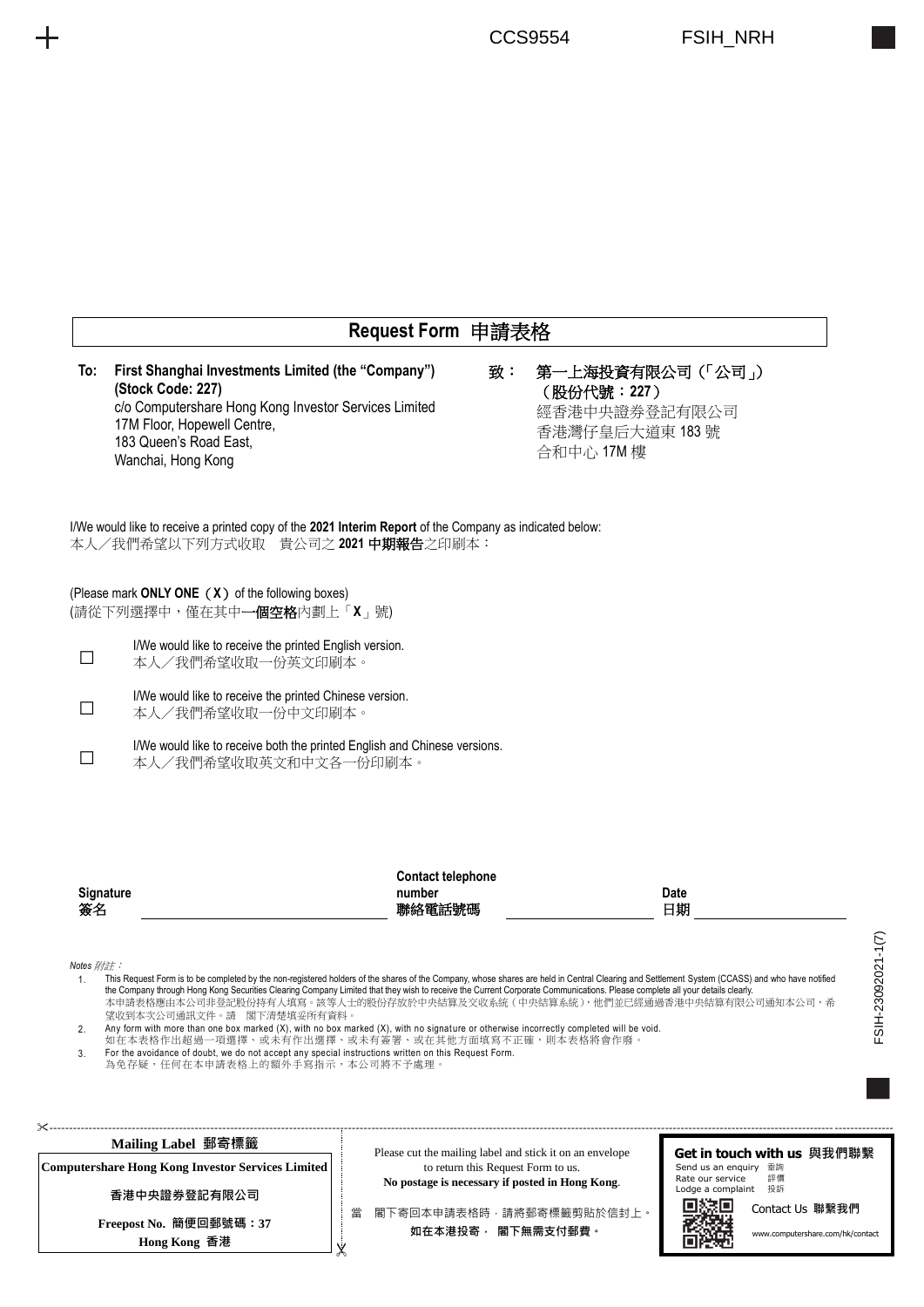# Request Form 申請表格

**To: First Shanghai Investments Limited (the "Company") (Stock Code: 227)**
c/o Computershare Hong Kong Investor Services Limited
17M Floor, Hopewell Centre,
183 Queen's Road East,
Wanchai, Hong Kong

**致： 第一上海投資有限公司（「公司」）（股份代號：227）**
經香港中央證券登記有限公司
香港灣仔皇后大道東 183 號
合和中心 17M 樓

I/We would like to receive a printed copy of the **2021 Interim Report** of the Company as indicated below:
本人／我們希望以下列方式收取　貴公司之 **2021 中期報告**之印刷本：

(Please mark **ONLY ONE** (**X**) of the following boxes)
(請從下列選擇中，僅在其中**一個空格**內劃上「**X**」號)

☐ I/We would like to receive the printed English version.
本人／我們希望收取一份英文印刷本。

☐ I/We would like to receive the printed Chinese version.
本人／我們希望收取一份中文印刷本。

☐ I/We would like to receive both the printed English and Chinese versions.
本人／我們希望收取英文和中文各一份印刷本。

**Signature 簽名** ______________________ **Contact telephone number 聯絡電話號碼** ______________ **Date 日期** ______________

*Notes 附註：*

1. This Request Form is to be completed by the non-registered holders of the shares of the Company, whose shares are held in Central Clearing and Settlement System (CCASS) and who have notified the Company through Hong Kong Securities Clearing Company Limited that they wish to receive the Current Corporate Communications. Please complete all your details clearly.
本申請表格應由本公司非登記股份持有人填寫。該等人士的股份存放於中央結算及交收系統（中央結算系統），他們並已經通過香港中央結算有限公司通知本公司，希望收到本次公司通訊文件。請　閣下清楚填妥所有資料。
2. Any form with more than one box marked (X), with no box marked (X), with no signature or otherwise incorrectly completed will be void.
如在本表格作出超過一項選擇、或未有作出選擇、或未有簽署、或在其他方面填寫不正確，則本表格將會作廢。
3. For the avoidance of doubt, we do not accept any special instructions written on this Request Form.
為免存疑，任何在本申請表格上的額外手寫指示，本公司將不予處理。

FSIH-23092021-1(7)

**Mailing Label 郵寄標籤**

**Computershare Hong Kong Investor Services Limited**

**香港中央證券登記有限公司**

**Freepost No. 簡便回郵號碼：37**

**Hong Kong 香港**

Please cut the mailing label and stick it on an envelope to return this Request Form to us.
**No postage is necessary if posted in Hong Kong.**

當　閣下寄回本申請表格時，請將郵寄標籤剪貼於信封上。
**如在本港投寄，　閣下無需支付郵費。**

**Get in touch with us 與我們聯繫**
Send us an enquiry 查詢
Rate our service 評價
Lodge a complaint 投訴
Contact Us 聯繫我們
www.computershare.com/hk/contact